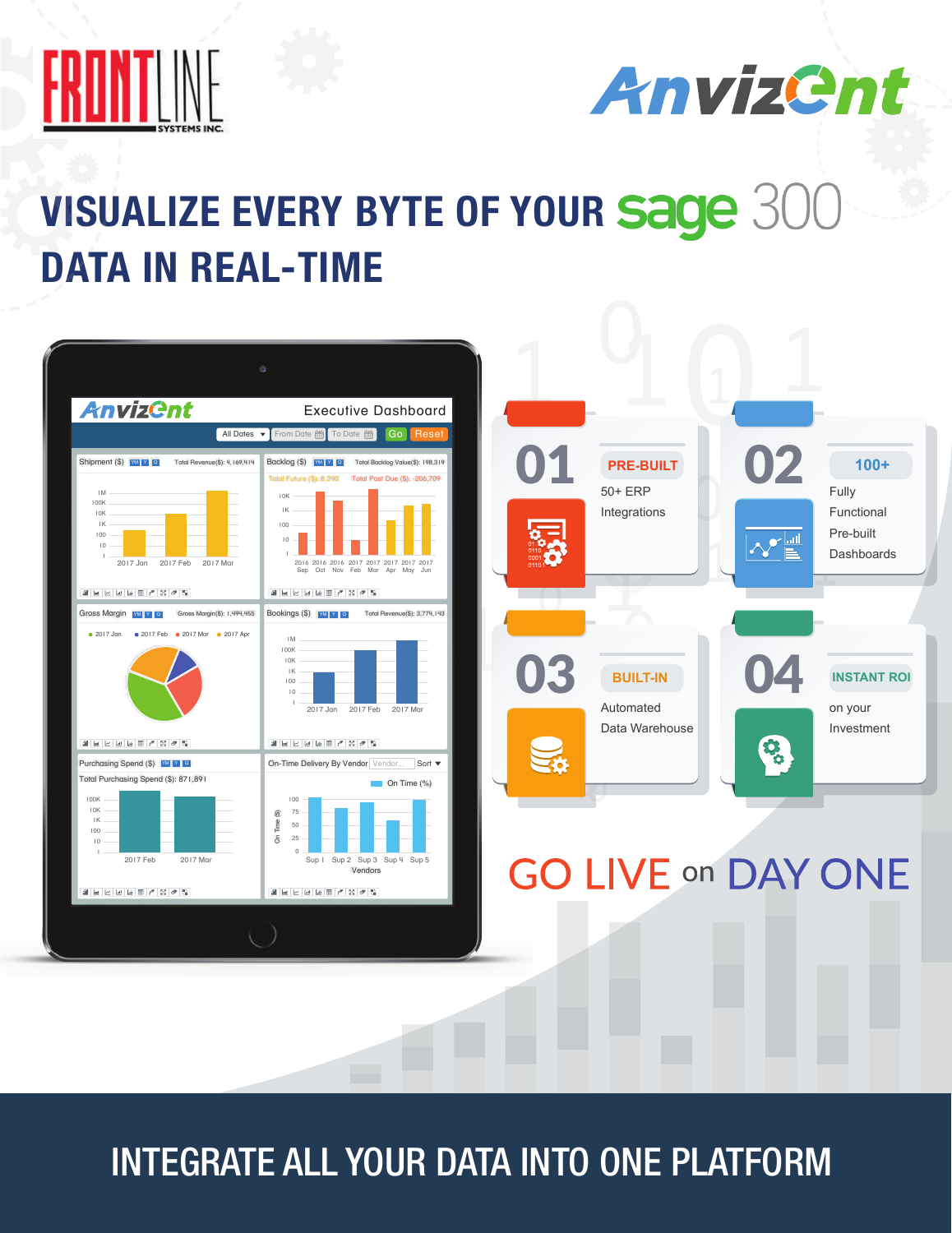FRONTLINE SYSTEMS INC.

Anvizent

# VISUALIZE EVERY BYTE OF YOUR sage 300 DATA IN REAL-TIME

Anvizent Executive Dashboard

All Dates | From Date | To Date | Go | Reset

Shipment ($) Total Revenue($): 4,169,414
1M
100K
10K
1K
100
10
1
2017 Jan 2017 Feb 2017 Mar

Backlog ($) Total Backlog Value($): 198,319
Total Future ($): 8,390 Total Past Due ($): -206,709
10K
1K
100
10
1
2016 Sep 2016 Oct 2016 Nov 2017 Feb 2017 Mar 2017 Apr 2017 May 2017 Jun

Gross Margin Gross Margin($): 1,494,455
2017 Jan 2017 Feb 2017 Mar 2017 Apr

Bookings ($) Total Revenue($): 3,774,143
1M
100K
10K
1K
100
10
1
2017 Jan 2017 Feb 2017 Mar

Purchasing Spend ($)
Total Purchasing Spend ($): 871,891
100K
10K
1K
100
10
1
2017 Feb 2017 Mar

On-Time Delivery By Vendor
On Time (%)
100
75
50
25
0
On Time ($)
Sup 1 Sup 2 Sup 3 Sup 4 Sup 5
Vendors

## 01 PRE-BUILT
50+ ERP Integrations

## 02 100+
Fully Functional Pre-built Dashboards

## 03 BUILT-IN
Automated Data Warehouse

## 04 INSTANT ROI
on your Investment

## GO LIVE on DAY ONE

## INTEGRATE ALL YOUR DATA INTO ONE PLATFORM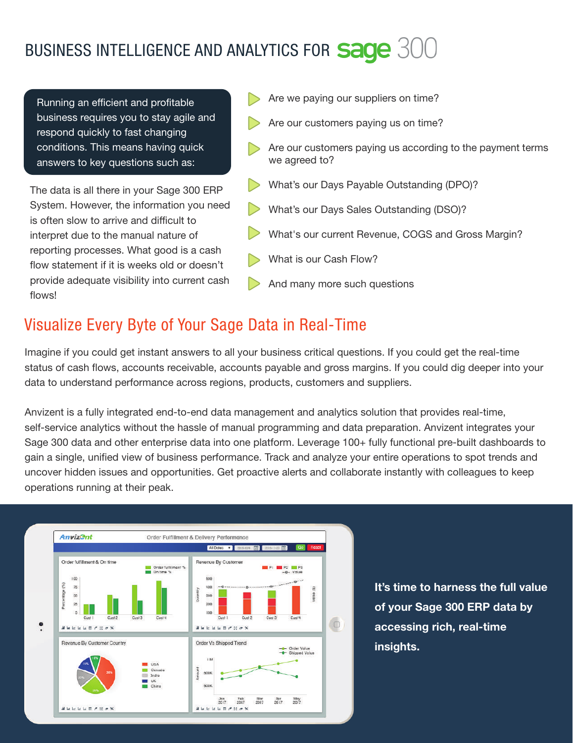# BUSINESS INTELLIGENCE AND ANALYTICS FOR sage 300

Running an efficient and profitable business requires you to stay agile and respond quickly to fast changing conditions. This means having quick answers to key questions such as:

- Are we paying our suppliers on time?
- Are our customers paying us on time?
- Are our customers paying us according to the payment terms we agreed to?
- What's our Days Payable Outstanding (DPO)?
- What's our Days Sales Outstanding (DSO)?
- What's our current Revenue, COGS and Gross Margin?
- What is our Cash Flow?
- And many more such questions

The data is all there in your Sage 300 ERP System. However, the information you need is often slow to arrive and difficult to interpret due to the manual nature of reporting processes. What good is a cash flow statement if it is weeks old or doesn't provide adequate visibility into current cash flows!

## Visualize Every Byte of Your Sage Data in Real-Time

Imagine if you could get instant answers to all your business critical questions. If you could get the real-time status of cash flows, accounts receivable, accounts payable and gross margins. If you could dig deeper into your data to understand performance across regions, products, customers and suppliers.

Anvizent is a fully integrated end-to-end data management and analytics solution that provides real-time, self-service analytics without the hassle of manual programming and data preparation. Anvizent integrates your Sage 300 data and other enterprise data into one platform. Leverage 100+ fully functional pre-built dashboards to gain a single, unified view of business performance. Track and analyze your entire operations to spot trends and uncover hidden issues and opportunities. Get proactive alerts and collaborate instantly with colleagues to keep operations running at their peak.

Anvizent

Order Fulfillment & Delivery Performance

Order fulfillment & On time

Revenue By Customer

Revenue By Customer Country

Order Vs Shipped Trend

**It's time to harness the full value of your Sage 300 ERP data by accessing rich, real-time insights.**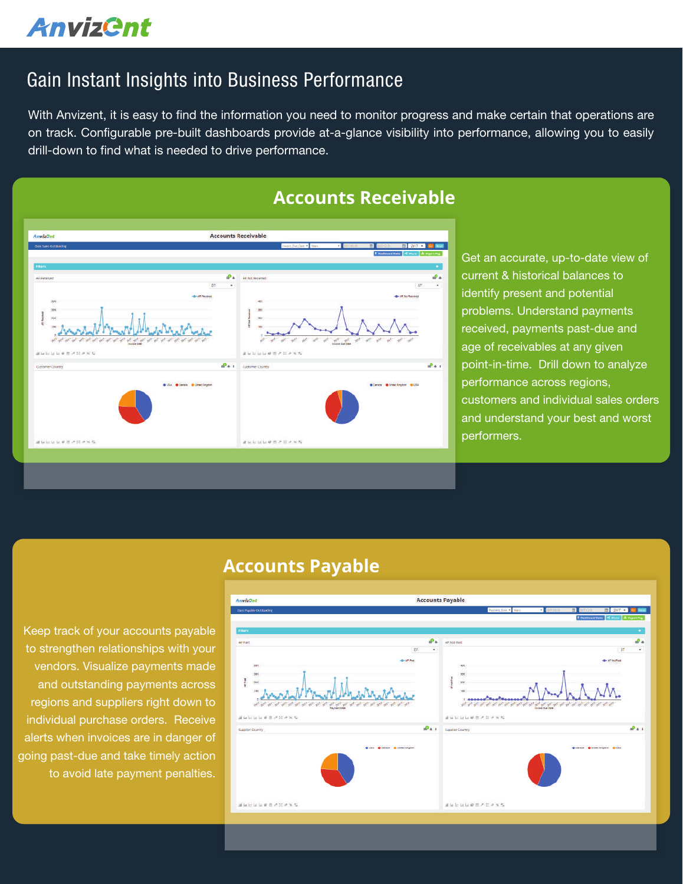# Gain Instant Insights into Business Performance

With Anvizent, it is easy to find the information you need to monitor progress and make certain that operations are on track. Configurable pre-built dashboards provide at-a-glance visibility into performance, allowing you to easily drill-down to find what is needed to drive performance.

## Accounts Receivable

Get an accurate, up-to-date view of current & historical balances to identify present and potential problems. Understand payments received, payments past-due and age of receivables at any given point-in-time. Drill down to analyze performance across regions, customers and individual sales orders and understand your best and worst performers.

## Accounts Payable

Keep track of your accounts payable to strengthen relationships with your vendors. Visualize payments made and outstanding payments across regions and suppliers right down to individual purchase orders. Receive alerts when invoices are in danger of going past-due and take timely action to avoid late payment penalties.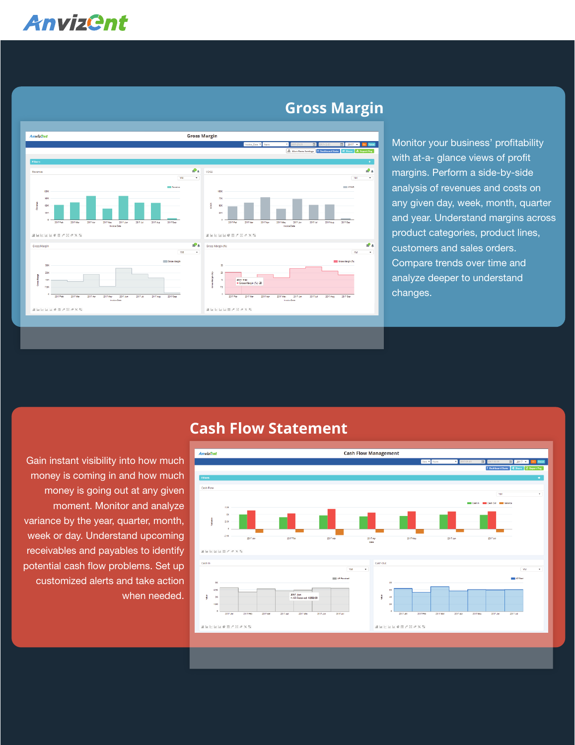## Gross Margin

Monitor your business' profitability with at-a- glance views of profit margins. Perform a side-by-side analysis of revenues and costs on any given day, week, month, quarter and year. Understand margins across product categories, product lines, customers and sales orders. Compare trends over time and analyze deeper to understand changes.

## Cash Flow Statement

Gain instant visibility into how much money is coming in and how much money is going out at any given moment. Monitor and analyze variance by the year, quarter, month, week or day. Understand upcoming receivables and payables to identify potential cash flow problems. Set up customized alerts and take action when needed.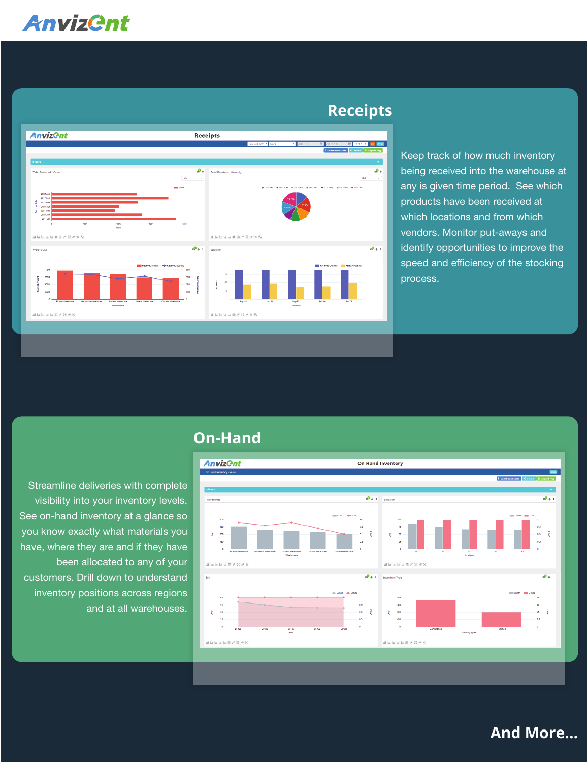## Receipts

Keep track of how much inventory being received into the warehouse at any is given time period. See which products have been received at which locations and from which vendors. Monitor put-aways and identify opportunities to improve the speed and efficiency of the stocking process.

## On-Hand

Streamline deliveries with complete visibility into your inventory levels. See on-hand inventory at a glance so you know exactly what materials you have, where they are and if they have been allocated to any of your customers. Drill down to understand inventory positions across regions and at all warehouses.

## And More...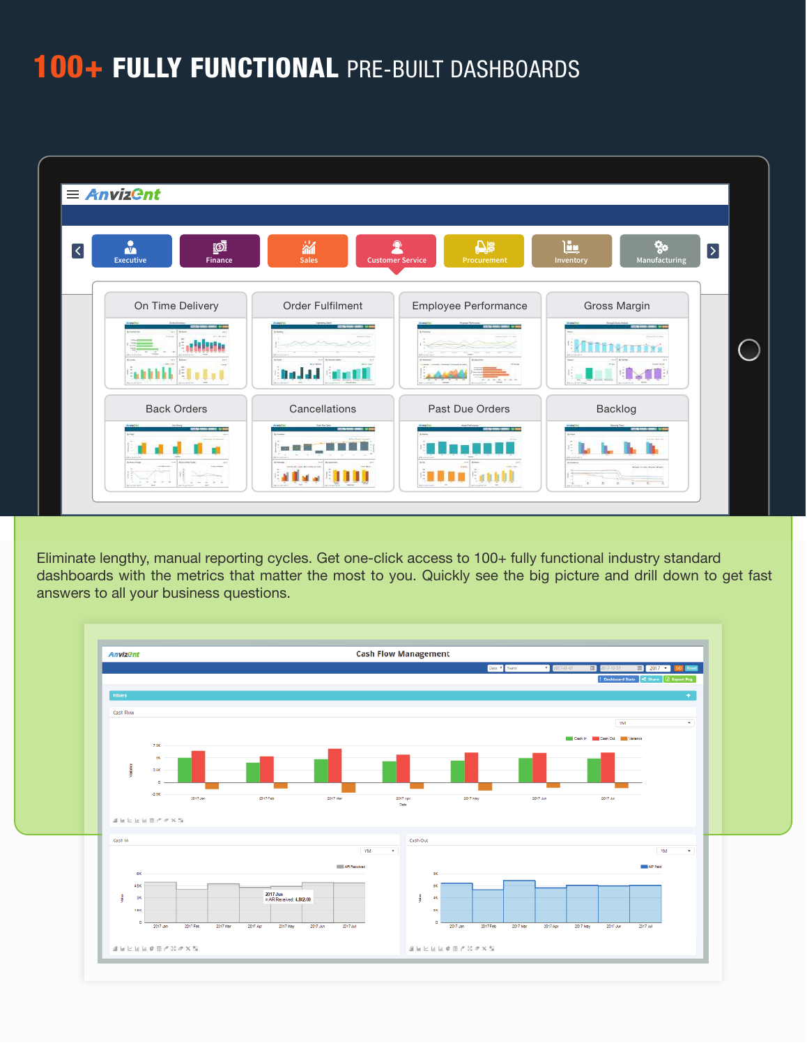# 100+ FULLY FUNCTIONAL PRE-BUILT DASHBOARDS

Eliminate lengthy, manual reporting cycles. Get one-click access to 100+ fully functional industry standard dashboards with the metrics that matter the most to you. Quickly see the big picture and drill down to get fast answers to all your business questions.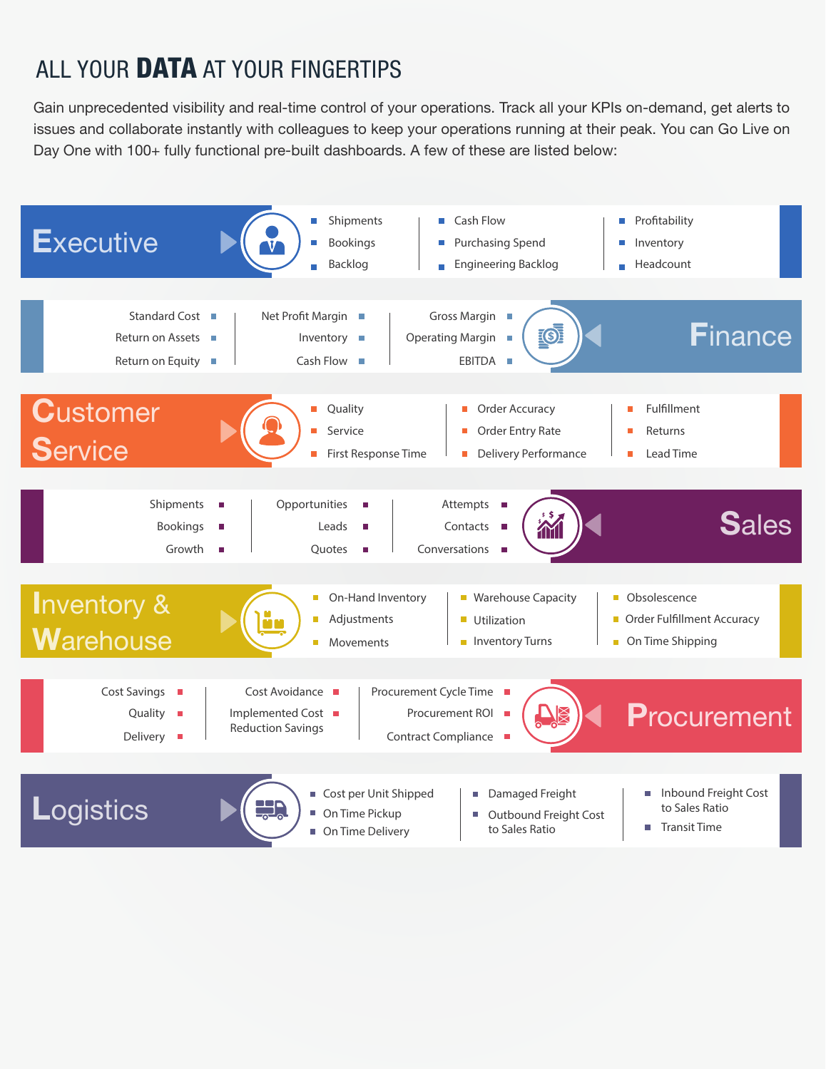# ALL YOUR **DATA** AT YOUR FINGERTIPS

Gain unprecedented visibility and real-time control of your operations. Track all your KPIs on-demand, get alerts to issues and collaborate instantly with colleagues to keep your operations running at their peak. You can Go Live on Day One with 100+ fully functional pre-built dashboards. A few of these are listed below:

## Executive

- Shipments
- Bookings
- Backlog
- Cash Flow
- Purchasing Spend
- Engineering Backlog
- Profitability
- Inventory
- Headcount

## Finance

- Standard Cost
- Return on Assets
- Return on Equity
- Net Profit Margin
- Inventory
- Cash Flow
- Gross Margin
- Operating Margin
- EBITDA

## Customer Service

- Quality
- Service
- First Response Time
- Order Accuracy
- Order Entry Rate
- Delivery Performance
- Fulfillment
- Returns
- Lead Time

## Sales

- Shipments
- Bookings
- Growth
- Opportunities
- Leads
- Quotes
- Attempts
- Contacts
- Conversations

## Inventory & Warehouse

- On-Hand Inventory
- Adjustments
- Movements
- Warehouse Capacity
- Utilization
- Inventory Turns
- Obsolescence
- Order Fulfillment Accuracy
- On Time Shipping

## Procurement

- Cost Savings
- Quality
- Delivery
- Cost Avoidance
- Implemented Cost Reduction Savings
- Procurement Cycle Time
- Procurement ROI
- Contract Compliance

## Logistics

- Cost per Unit Shipped
- On Time Pickup
- On Time Delivery
- Damaged Freight
- Outbound Freight Cost to Sales Ratio
- Inbound Freight Cost to Sales Ratio
- Transit Time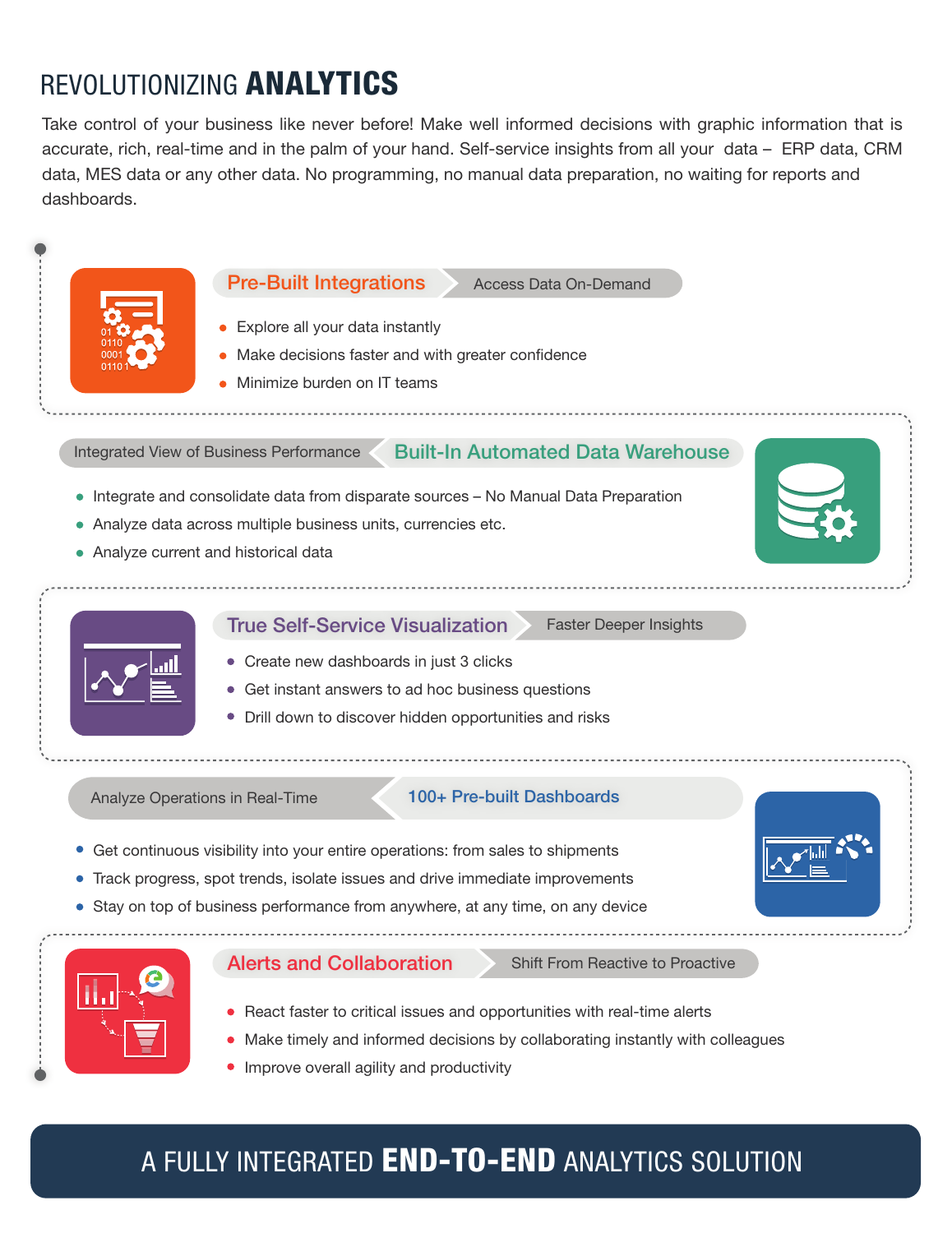# REVOLUTIONIZING **ANALYTICS**

Take control of your business like never before! Make well informed decisions with graphic information that is accurate, rich, real-time and in the palm of your hand. Self-service insights from all your data – ERP data, CRM data, MES data or any other data. No programming, no manual data preparation, no waiting for reports and dashboards.

## Pre-Built Integrations

Access Data On-Demand

- Explore all your data instantly
- Make decisions faster and with greater confidence
- Minimize burden on IT teams

## Built-In Automated Data Warehouse

Integrated View of Business Performance

- Integrate and consolidate data from disparate sources – No Manual Data Preparation
- Analyze data across multiple business units, currencies etc.
- Analyze current and historical data

## True Self-Service Visualization

Faster Deeper Insights

- Create new dashboards in just 3 clicks
- Get instant answers to ad hoc business questions
- Drill down to discover hidden opportunities and risks

## 100+ Pre-built Dashboards

Analyze Operations in Real-Time

- Get continuous visibility into your entire operations: from sales to shipments
- Track progress, spot trends, isolate issues and drive immediate improvements
- Stay on top of business performance from anywhere, at any time, on any device

## Alerts and Collaboration

Shift From Reactive to Proactive

- React faster to critical issues and opportunities with real-time alerts
- Make timely and informed decisions by collaborating instantly with colleagues
- Improve overall agility and productivity

A FULLY INTEGRATED **END-TO-END** ANALYTICS SOLUTION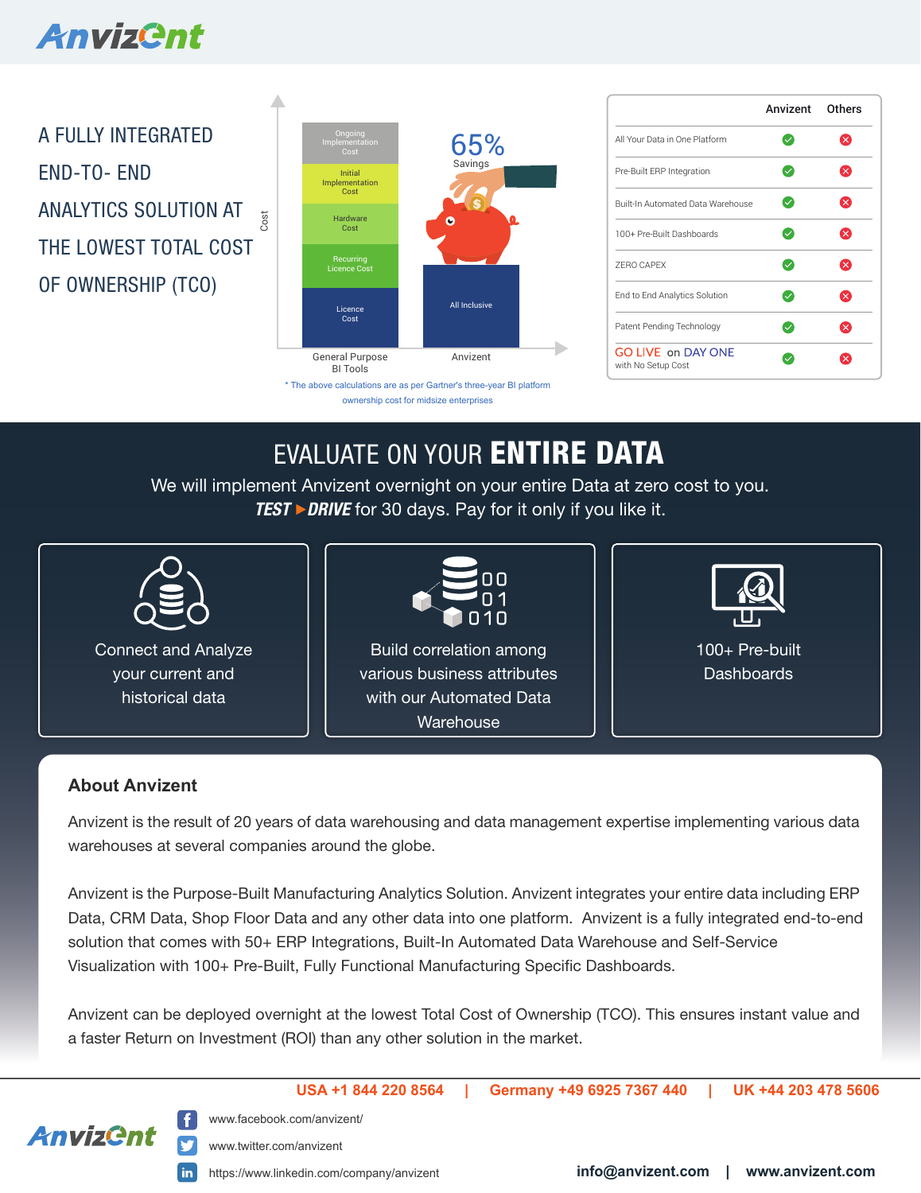# A FULLY INTEGRATED END-TO- END ANALYTICS SOLUTION AT THE LOWEST TOTAL COST OF OWNERSHIP (TCO)

Cost

Ongoing Implementation Cost
Initial Implementation Cost
Hardware Cost
Recurring Licence Cost
Licence Cost

65% Savings

All Inclusive

General Purpose BI Tools

Anvizent

* The above calculations are as per Gartner's three-year BI platform ownership cost for midsize enterprises

| | Anvizent | Others |
|---|---|---|
| All Your Data in One Platform | ✓ | ✗ |
| Pre-Built ERP Integration | ✓ | ✗ |
| Built-In Automated Data Warehouse | ✓ | ✗ |
| 100+ Pre-Built Dashboards | ✓ | ✗ |
| ZERO CAPEX | ✓ | ✗ |
| End to End Analytics Solution | ✓ | ✗ |
| Patent Pending Technology | ✓ | ✗ |
| GO LIVE on DAY ONE with No Setup Cost | ✓ | ✗ |

## EVALUATE ON YOUR **ENTIRE DATA**

We will implement Anvizent overnight on your entire Data at zero cost to you.
***TEST ▸ DRIVE*** for 30 days. Pay for it only if you like it.

Connect and Analyze your current and historical data

Build correlation among various business attributes with our Automated Data Warehouse

100+ Pre-built Dashboards

### About Anvizent

Anvizent is the result of 20 years of data warehousing and data management expertise implementing various data warehouses at several companies around the globe.

Anvizent is the Purpose-Built Manufacturing Analytics Solution. Anvizent integrates your entire data including ERP Data, CRM Data, Shop Floor Data and any other data into one platform. Anvizent is a fully integrated end-to-end solution that comes with 50+ ERP Integrations, Built-In Automated Data Warehouse and Self-Service Visualization with 100+ Pre-Built, Fully Functional Manufacturing Specific Dashboards.

Anvizent can be deployed overnight at the lowest Total Cost of Ownership (TCO). This ensures instant value and a faster Return on Investment (ROI) than any other solution in the market.

**USA +1 844 220 8564 | Germany +49 6925 7367 440 | UK +44 203 478 5606**

www.facebook.com/anvizent/
www.twitter.com/anvizent
https://www.linkedin.com/company/anvizent

**info@anvizent.com | www.anvizent.com**